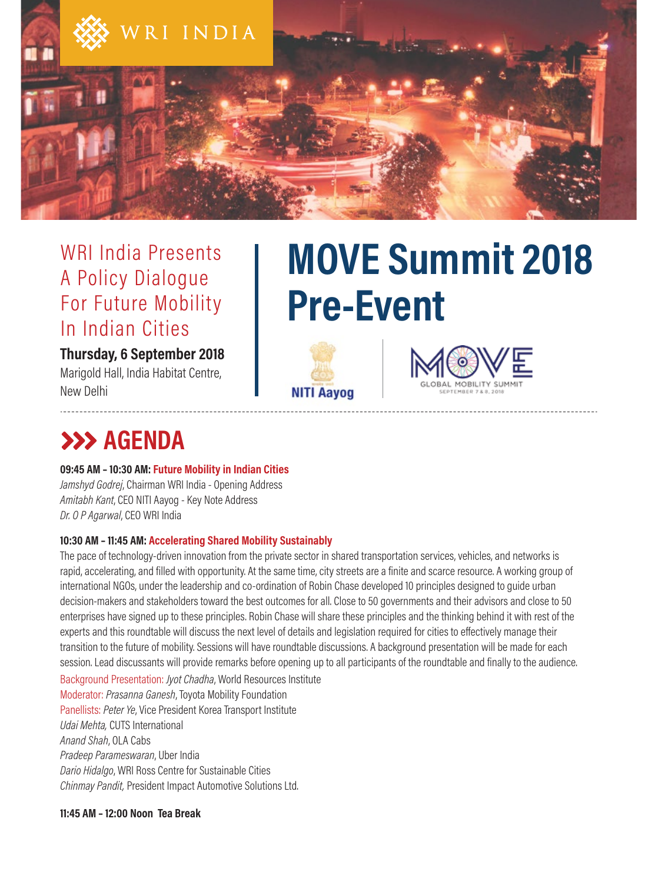WRI INDIA

WRI India Presents
A Policy Dialogue
For Future Mobility
In Indian Cities

**Thursday, 6 September 2018**
Marigold Hall, India Habitat Centre,
New Delhi

# MOVE Summit 2018 Pre-Event

NITI Aayog

MOVE GLOBAL MOBILITY SUMMIT SEPTEMBER 7 & 8, 2018

## AGENDA

**09:45 AM – 10:30 AM: Future Mobility in Indian Cities**
*Jamshyd Godrej*, Chairman WRI India - Opening Address
*Amitabh Kant*, CEO NITI Aayog - Key Note Address
*Dr. O P Agarwal*, CEO WRI India

**10:30 AM – 11:45 AM: Accelerating Shared Mobility Sustainably**

The pace of technology-driven innovation from the private sector in shared transportation services, vehicles, and networks is rapid, accelerating, and filled with opportunity. At the same time, city streets are a finite and scarce resource. A working group of international NGOs, under the leadership and co-ordination of Robin Chase developed 10 principles designed to guide urban decision-makers and stakeholders toward the best outcomes for all. Close to 50 governments and their advisors and close to 50 enterprises have signed up to these principles. Robin Chase will share these principles and the thinking behind it with rest of the experts and this roundtable will discuss the next level of details and legislation required for cities to effectively manage their transition to the future of mobility. Sessions will have roundtable discussions. A background presentation will be made for each session. Lead discussants will provide remarks before opening up to all participants of the roundtable and finally to the audience.

Background Presentation: *Jyot Chadha*, World Resources Institute
Moderator: *Prasanna Ganesh*, Toyota Mobility Foundation
Panellists: *Peter Ye*, Vice President Korea Transport Institute
*Udai Mehta,* CUTS International
*Anand Shah*, OLA Cabs
*Pradeep Parameswaran*, Uber India
*Dario Hidalgo*, WRI Ross Centre for Sustainable Cities
*Chinmay Pandit,* President Impact Automotive Solutions Ltd.

**11:45 AM – 12:00 Noon Tea Break**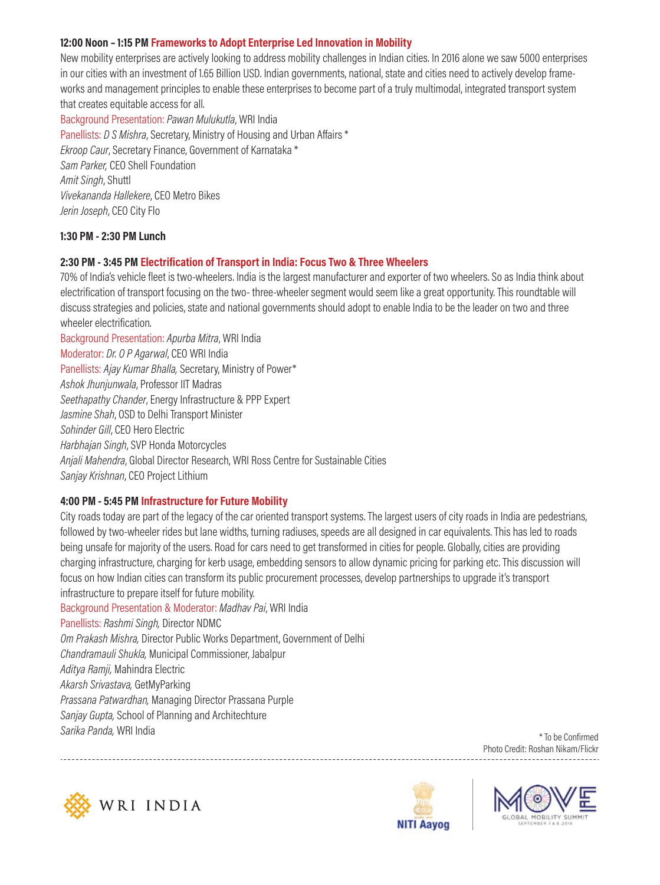**12:00 Noon – 1:15 PM Frameworks to Adopt Enterprise Led Innovation in Mobility**

New mobility enterprises are actively looking to address mobility challenges in Indian cities. In 2016 alone we saw 5000 enterprises in our cities with an investment of 1.65 Billion USD. Indian governments, national, state and cities need to actively develop frameworks and management principles to enable these enterprises to become part of a truly multimodal, integrated transport system that creates equitable access for all.

Background Presentation: *Pawan Mulukutla*, WRI India

Panellists: *D S Mishra*, Secretary, Ministry of Housing and Urban Affairs *

*Ekroop Caur*, Secretary Finance, Government of Karnataka *

*Sam Parker,* CEO Shell Foundation

*Amit Singh*, Shuttl

*Vivekananda Hallekere*, CEO Metro Bikes

*Jerin Joseph*, CEO City Flo

**1:30 PM - 2:30 PM Lunch**

**2:30 PM - 3:45 PM Electrification of Transport in India: Focus Two & Three Wheelers**

70% of India's vehicle fleet is two-wheelers. India is the largest manufacturer and exporter of two wheelers. So as India think about electrification of transport focusing on the two- three-wheeler segment would seem like a great opportunity. This roundtable will discuss strategies and policies, state and national governments should adopt to enable India to be the leader on two and three wheeler electrification.

Background Presentation: *Apurba Mitra*, WRI India

Moderator: *Dr. O P Agarwal*, CEO WRI India

Panellists: *Ajay Kumar Bhalla,* Secretary, Ministry of Power*

*Ashok Jhunjunwala*, Professor IIT Madras

*Seethapathy Chander*, Energy Infrastructure & PPP Expert

*Jasmine Shah*, OSD to Delhi Transport Minister

*Sohinder Gill*, CEO Hero Electric

*Harbhajan Singh*, SVP Honda Motorcycles

*Anjali Mahendra*, Global Director Research, WRI Ross Centre for Sustainable Cities

*Sanjay Krishnan*, CEO Project Lithium

**4:00 PM - 5:45 PM Infrastructure for Future Mobility**

City roads today are part of the legacy of the car oriented transport systems. The largest users of city roads in India are pedestrians, followed by two-wheeler rides but lane widths, turning radiuses, speeds are all designed in car equivalents. This has led to roads being unsafe for majority of the users. Road for cars need to get transformed in cities for people. Globally, cities are providing charging infrastructure, charging for kerb usage, embedding sensors to allow dynamic pricing for parking etc. This discussion will focus on how Indian cities can transform its public procurement processes, develop partnerships to upgrade it's transport infrastructure to prepare itself for future mobility.

Background Presentation & Moderator: *Madhav Pai*, WRI India

Panellists: *Rashmi Singh,* Director NDMC

*Om Prakash Mishra,* Director Public Works Department, Government of Delhi

*Chandramauli Shukla,* Municipal Commissioner, Jabalpur

*Aditya Ramji,* Mahindra Electric

*Akarsh Srivastava,* GetMyParking

*Prassana Patwardhan,* Managing Director Prassana Purple

*Sanjay Gupta,* School of Planning and Architechture

*Sarika Panda,* WRI India

* To be Confirmed

Photo Credit: Roshan Nikam/Flickr

WRI INDIA

NITI Aayog

MOVE GLOBAL MOBILITY SUMMIT SEPTEMBER 7 & 8, 2018